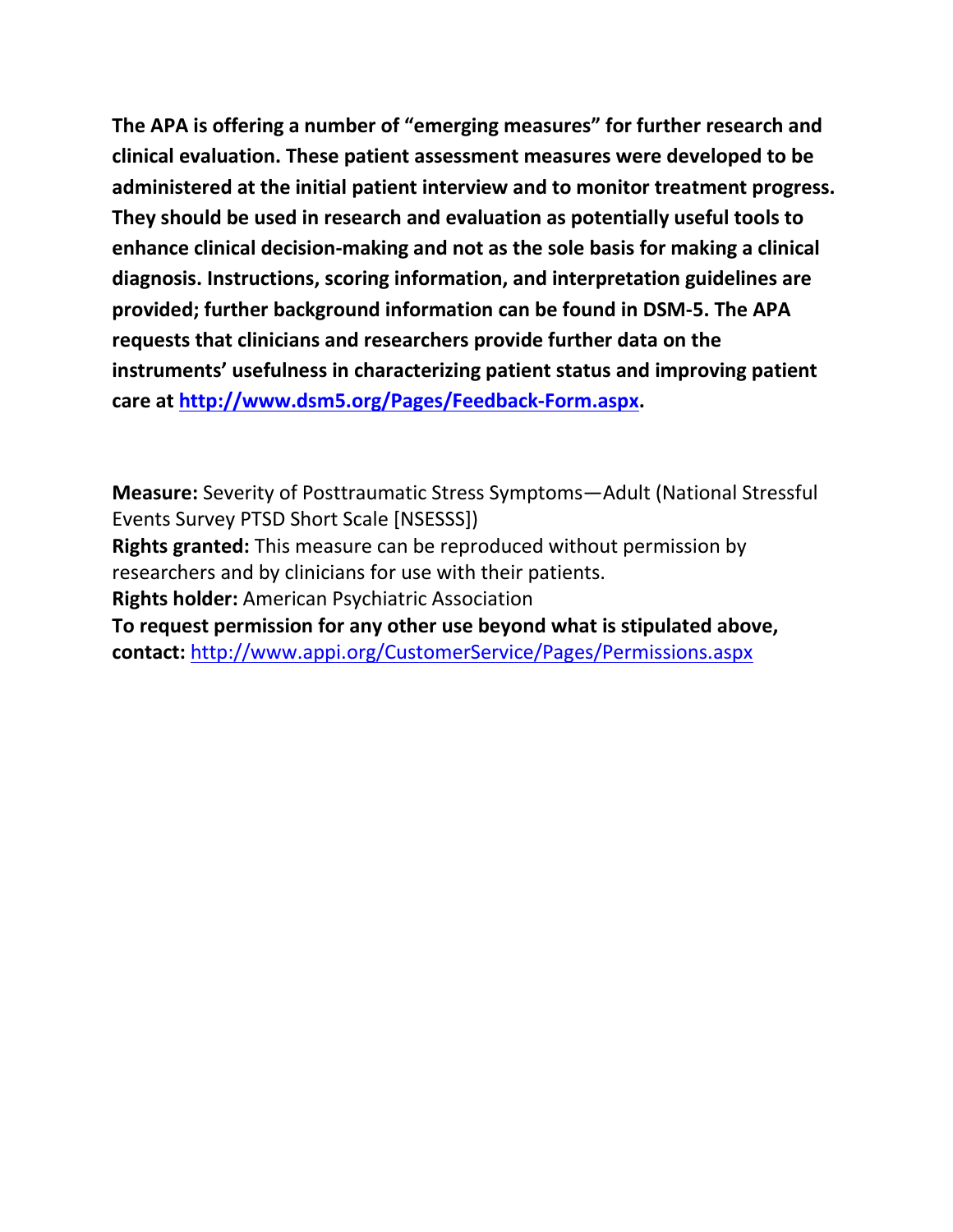**The APA is offering a number of "emerging measures" for further research and clinical evaluation. These patient assessment measures were developed to be administered at the initial patient interview and to monitor treatment progress. They should be used in research and evaluation as potentially useful tools to enhance clinical decision-making and not as the sole basis for making a clinical diagnosis. Instructions, scoring information, and interpretation guidelines are provided; further background information can be found in DSM-5. The APA requests that clinicians and researchers provide further data on the instruments' usefulness in characterizing patient status and improving patient care at [http://www.dsm5.org/Pages/Feedback-Form.aspx](http://www.dsm5.org/Pages/Feedback-Form.aspx).**

**Measure:** Severity of Posttraumatic Stress Symptoms—Adult (National Stressful Events Survey PTSD Short Scale [NSESSS])
**Rights granted:** This measure can be reproduced without permission by researchers and by clinicians for use with their patients.
**Rights holder:** American Psychiatric Association
**To request permission for any other use beyond what is stipulated above, contact:** [http://www.appi.org/CustomerService/Pages/Permissions.aspx](http://www.appi.org/CustomerService/Pages/Permissions.aspx)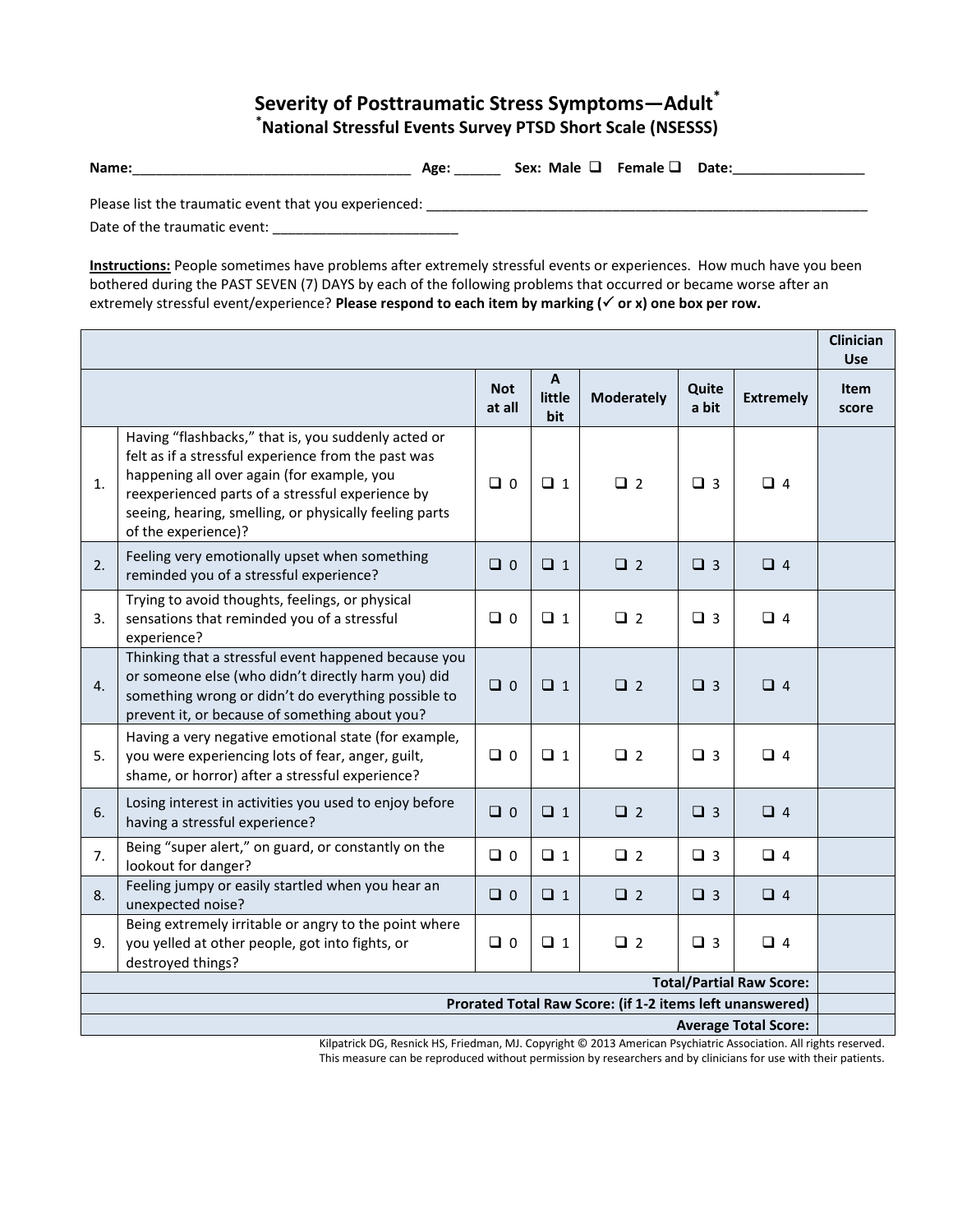# Severity of Posttraumatic Stress Symptoms—Adult*

## *National Stressful Events Survey PTSD Short Scale (NSESSS)

**Name:**___________________________________ **Age:** ______ **Sex: Male** ❑ **Female** ❑ **Date:**_________________

Please list the traumatic event that you experienced: _______________________________________________________

Date of the traumatic event: ________________________

**Instructions:** People sometimes have problems after extremely stressful events or experiences. How much have you been bothered during the PAST SEVEN (7) DAYS by each of the following problems that occurred or became worse after an extremely stressful event/experience? **Please respond to each item by marking (✓ or x) one box per row.**

| | | | | | | | **Clinician Use** |
|---|---|---|---|---|---|---|---|
| | | **Not at all** | **A little bit** | **Moderately** | **Quite a bit** | **Extremely** | **Item score** |
| 1. | Having "flashbacks," that is, you suddenly acted or felt as if a stressful experience from the past was happening all over again (for example, you reexperienced parts of a stressful experience by seeing, hearing, smelling, or physically feeling parts of the experience)? | ❑ 0 | ❑ 1 | ❑ 2 | ❑ 3 | ❑ 4 | |
| 2. | Feeling very emotionally upset when something reminded you of a stressful experience? | ❑ 0 | ❑ 1 | ❑ 2 | ❑ 3 | ❑ 4 | |
| 3. | Trying to avoid thoughts, feelings, or physical sensations that reminded you of a stressful experience? | ❑ 0 | ❑ 1 | ❑ 2 | ❑ 3 | ❑ 4 | |
| 4. | Thinking that a stressful event happened because you or someone else (who didn't directly harm you) did something wrong or didn't do everything possible to prevent it, or because of something about you? | ❑ 0 | ❑ 1 | ❑ 2 | ❑ 3 | ❑ 4 | |
| 5. | Having a very negative emotional state (for example, you were experiencing lots of fear, anger, guilt, shame, or horror) after a stressful experience? | ❑ 0 | ❑ 1 | ❑ 2 | ❑ 3 | ❑ 4 | |
| 6. | Losing interest in activities you used to enjoy before having a stressful experience? | ❑ 0 | ❑ 1 | ❑ 2 | ❑ 3 | ❑ 4 | |
| 7. | Being "super alert," on guard, or constantly on the lookout for danger? | ❑ 0 | ❑ 1 | ❑ 2 | ❑ 3 | ❑ 4 | |
| 8. | Feeling jumpy or easily startled when you hear an unexpected noise? | ❑ 0 | ❑ 1 | ❑ 2 | ❑ 3 | ❑ 4 | |
| 9. | Being extremely irritable or angry to the point where you yelled at other people, got into fights, or destroyed things? | ❑ 0 | ❑ 1 | ❑ 2 | ❑ 3 | ❑ 4 | |
| | | | | | | **Total/Partial Raw Score:** | |
| | | | | | | **Prorated Total Raw Score: (if 1-2 items left unanswered)** | |
| | | | | | | **Average Total Score:** | |

Kilpatrick DG, Resnick HS, Friedman, MJ. Copyright © 2013 American Psychiatric Association. All rights reserved.
This measure can be reproduced without permission by researchers and by clinicians for use with their patients.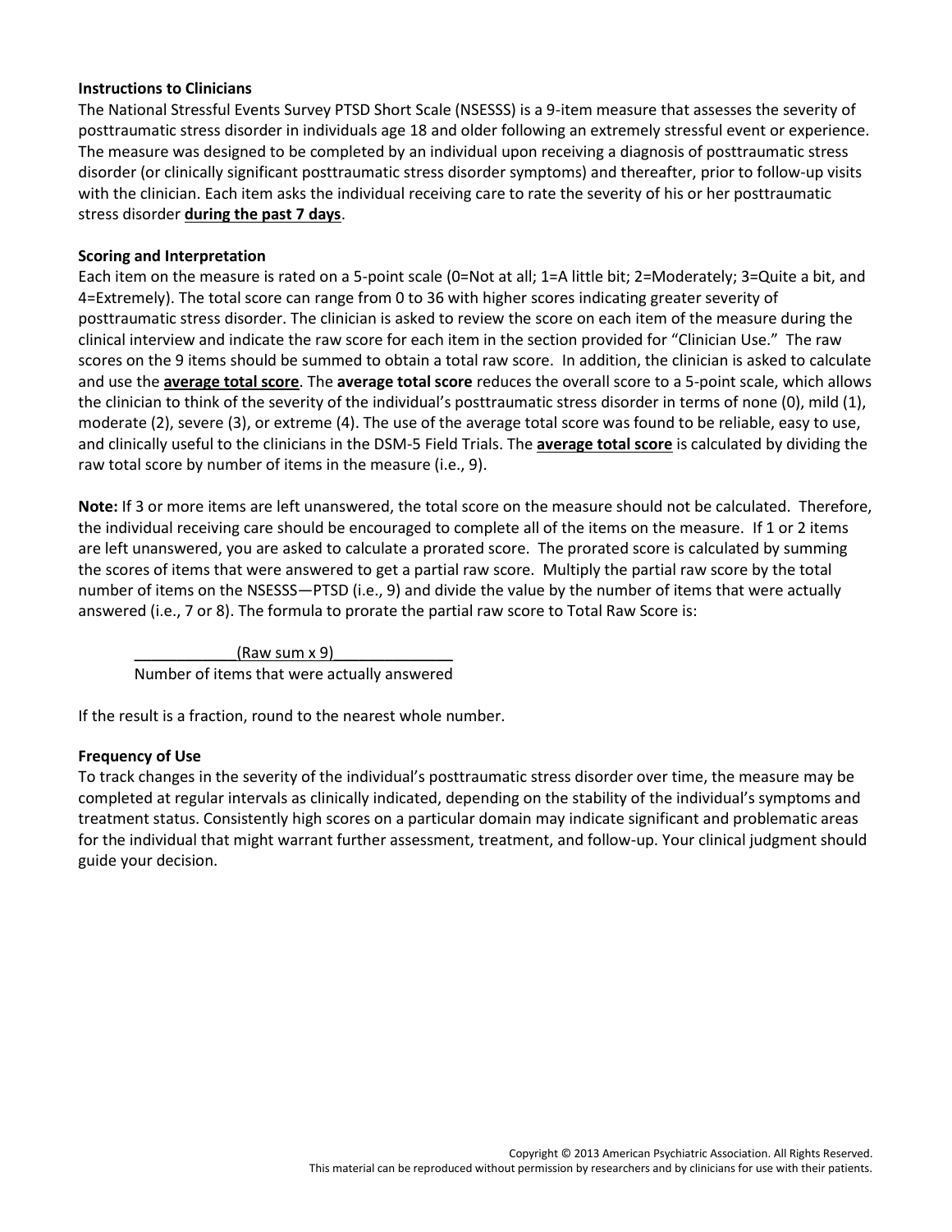**Instructions to Clinicians**

The National Stressful Events Survey PTSD Short Scale (NSESSS) is a 9-item measure that assesses the severity of posttraumatic stress disorder in individuals age 18 and older following an extremely stressful event or experience. The measure was designed to be completed by an individual upon receiving a diagnosis of posttraumatic stress disorder (or clinically significant posttraumatic stress disorder symptoms) and thereafter, prior to follow-up visits with the clinician. Each item asks the individual receiving care to rate the severity of his or her posttraumatic stress disorder **during the past 7 days**.

**Scoring and Interpretation**

Each item on the measure is rated on a 5-point scale (0=Not at all; 1=A little bit; 2=Moderately; 3=Quite a bit, and 4=Extremely). The total score can range from 0 to 36 with higher scores indicating greater severity of posttraumatic stress disorder. The clinician is asked to review the score on each item of the measure during the clinical interview and indicate the raw score for each item in the section provided for "Clinician Use." The raw scores on the 9 items should be summed to obtain a total raw score. In addition, the clinician is asked to calculate and use the **average total score**. The **average total score** reduces the overall score to a 5-point scale, which allows the clinician to think of the severity of the individual's posttraumatic stress disorder in terms of none (0), mild (1), moderate (2), severe (3), or extreme (4). The use of the average total score was found to be reliable, easy to use, and clinically useful to the clinicians in the DSM-5 Field Trials. The **average total score** is calculated by dividing the raw total score by number of items in the measure (i.e., 9).

**Note:** If 3 or more items are left unanswered, the total score on the measure should not be calculated. Therefore, the individual receiving care should be encouraged to complete all of the items on the measure. If 1 or 2 items are left unanswered, you are asked to calculate a prorated score. The prorated score is calculated by summing the scores of items that were answered to get a partial raw score. Multiply the partial raw score by the total number of items on the NSESSS—PTSD (i.e., 9) and divide the value by the number of items that were actually answered (i.e., 7 or 8). The formula to prorate the partial raw score to Total Raw Score is:

$$\frac{\text{(Raw sum x 9)}}{\text{Number of items that were actually answered}}$$

If the result is a fraction, round to the nearest whole number.

**Frequency of Use**

To track changes in the severity of the individual's posttraumatic stress disorder over time, the measure may be completed at regular intervals as clinically indicated, depending on the stability of the individual's symptoms and treatment status. Consistently high scores on a particular domain may indicate significant and problematic areas for the individual that might warrant further assessment, treatment, and follow-up. Your clinical judgment should guide your decision.

Copyright © 2013 American Psychiatric Association. All Rights Reserved.
This material can be reproduced without permission by researchers and by clinicians for use with their patients.